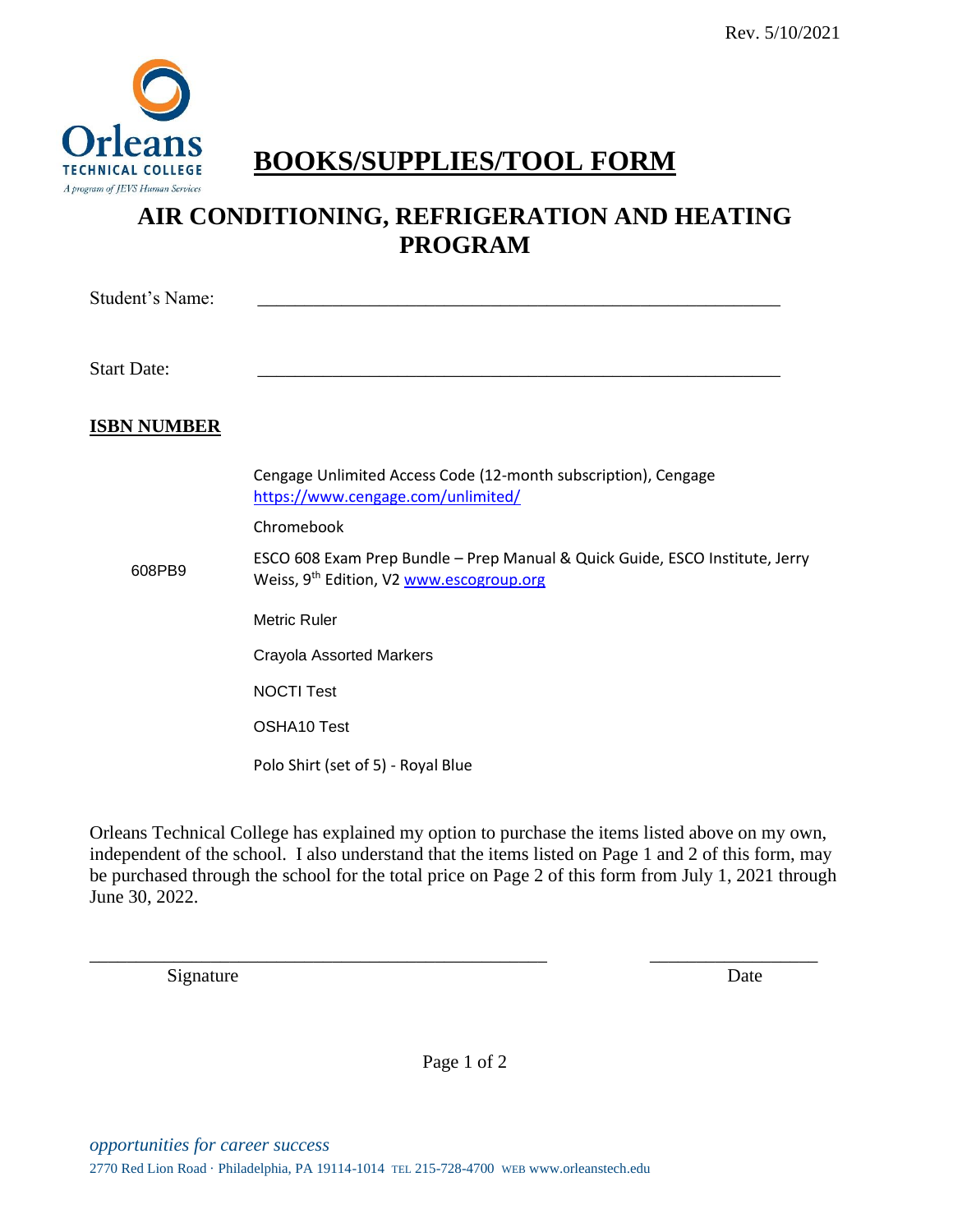Rev. 5/10/2021

Orleans TECHNICAL COLLEGE
*A program of JEVS Human Services*

# BOOKS/SUPPLIES/TOOL FORM

## AIR CONDITIONING, REFRIGERATION AND HEATING PROGRAM

Student's Name: ______________________________________________

Start Date: ______________________________________________

| **ISBN NUMBER** | |
|---|---|
| | Cengage Unlimited Access Code (12-month subscription), Cengage https://www.cengage.com/unlimited/ |
| | Chromebook |
| 608PB9 | ESCO 608 Exam Prep Bundle – Prep Manual & Quick Guide, ESCO Institute, Jerry Weiss, 9th Edition, V2 www.escogroup.org |
| | Metric Ruler |
| | Crayola Assorted Markers |
| | NOCTI Test |
| | OSHA10 Test |
| | Polo Shirt (set of 5) - Royal Blue |

Orleans Technical College has explained my option to purchase the items listed above on my own, independent of the school. I also understand that the items listed on Page 1 and 2 of this form, may be purchased through the school for the total price on Page 2 of this form from July 1, 2021 through June 30, 2022.

______________________________________________ ____________________

Signature Date

*opportunities for career success*

2770 Red Lion Road · Philadelphia, PA 19114-1014 TEL 215-728-4700 WEB www.orleanstech.edu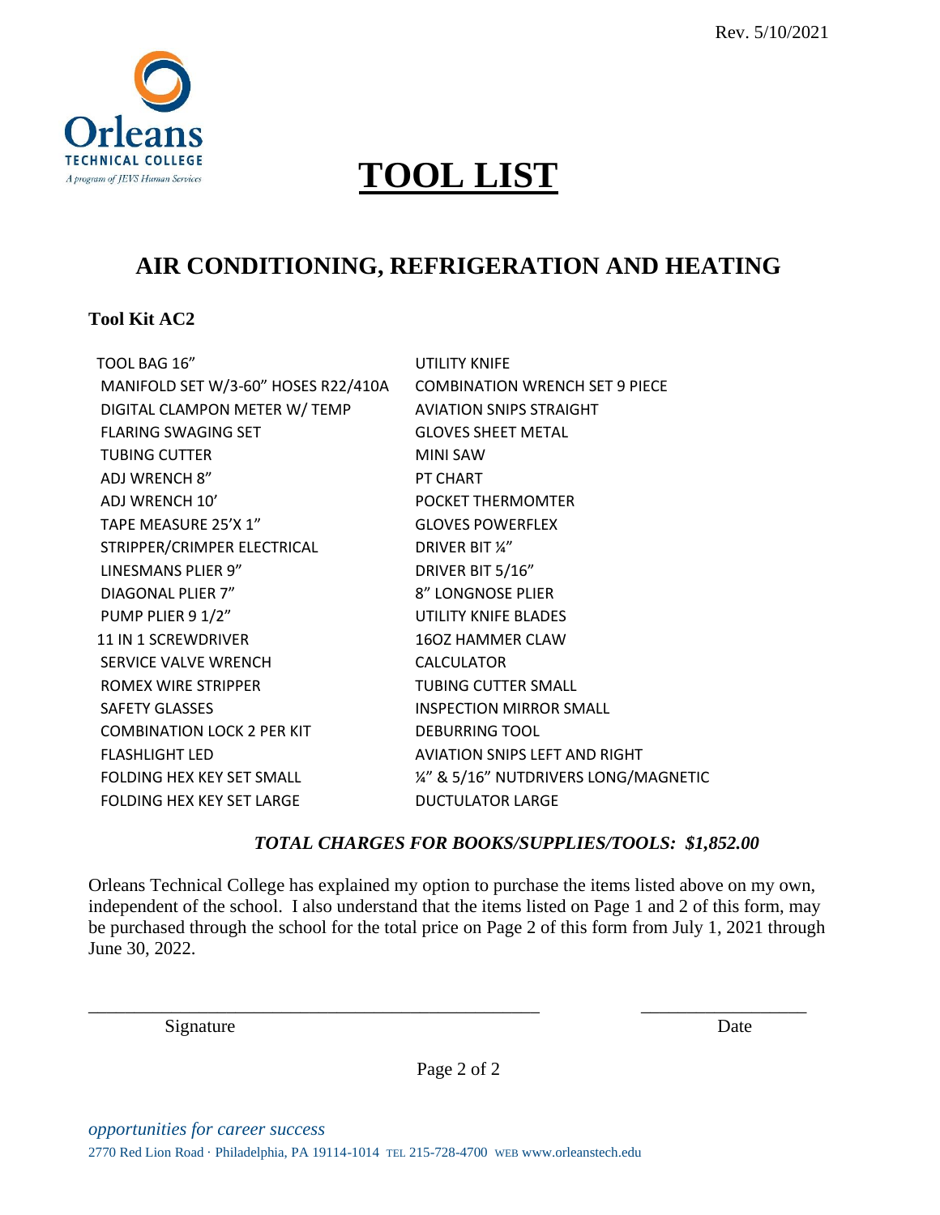Rev. 5/10/2021

Orleans
TECHNICAL COLLEGE
A program of JEVS Human Services

# TOOL LIST

## AIR CONDITIONING, REFRIGERATION AND HEATING

**Tool Kit AC2**

| | |
|---|---|
| TOOL BAG 16" | UTILITY KNIFE |
| MANIFOLD SET W/3-60" HOSES R22/410A | COMBINATION WRENCH SET 9 PIECE |
| DIGITAL CLAMPON METER W/ TEMP | AVIATION SNIPS STRAIGHT |
| FLARING SWAGING SET | GLOVES SHEET METAL |
| TUBING CUTTER | MINI SAW |
| ADJ WRENCH 8" | PT CHART |
| ADJ WRENCH 10' | POCKET THERMOMTER |
| TAPE MEASURE 25'X 1" | GLOVES POWERFLEX |
| STRIPPER/CRIMPER ELECTRICAL | DRIVER BIT ¼" |
| LINESMANS PLIER 9" | DRIVER BIT 5/16" |
| DIAGONAL PLIER 7" | 8" LONGNOSE PLIER |
| PUMP PLIER 9 1/2" | UTILITY KNIFE BLADES |
| 11 IN 1 SCREWDRIVER | 16OZ HAMMER CLAW |
| SERVICE VALVE WRENCH | CALCULATOR |
| ROMEX WIRE STRIPPER | TUBING CUTTER SMALL |
| SAFETY GLASSES | INSPECTION MIRROR SMALL |
| COMBINATION LOCK 2 PER KIT | DEBURRING TOOL |
| FLASHLIGHT LED | AVIATION SNIPS LEFT AND RIGHT |
| FOLDING HEX KEY SET SMALL | ¼" & 5/16" NUTDRIVERS LONG/MAGNETIC |
| FOLDING HEX KEY SET LARGE | DUCTULATOR LARGE |

***TOTAL CHARGES FOR BOOKS/SUPPLIES/TOOLS: $1,852.00***

Orleans Technical College has explained my option to purchase the items listed above on my own, independent of the school. I also understand that the items listed on Page 1 and 2 of this form, may be purchased through the school for the total price on Page 2 of this form from July 1, 2021 through June 30, 2022.

\_\_\_\_\_\_\_\_\_\_\_\_\_\_\_\_\_\_\_\_\_\_\_\_\_\_\_\_\_\_\_\_\_\_\_\_\_\_\_\_ \_\_\_\_\_\_\_\_\_\_\_\_\_\_\_\_

Signature Date

*opportunities for career success*

2770 Red Lion Road · Philadelphia, PA 19114-1014 TEL 215-728-4700 WEB www.orleanstech.edu